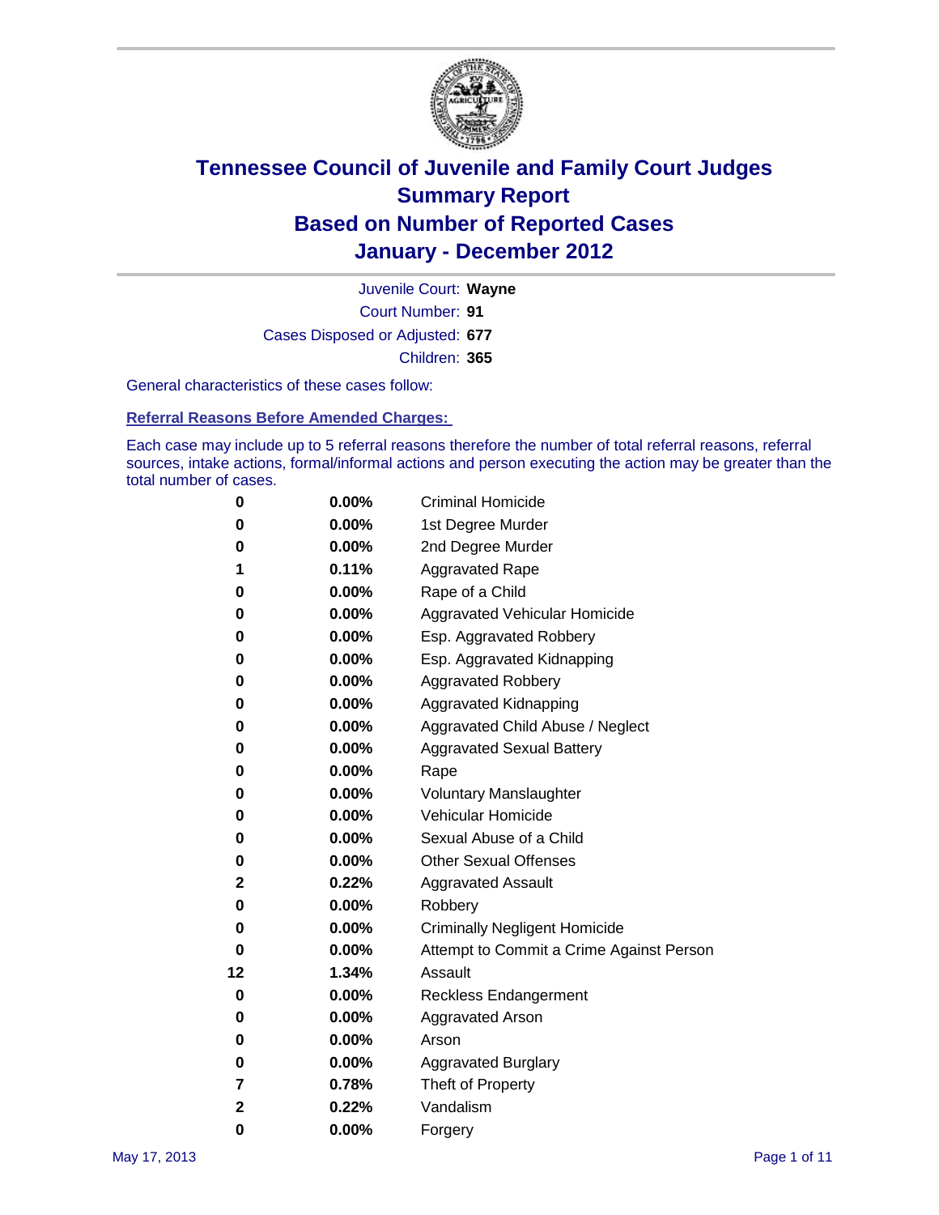# Tennessee Council of Juvenile and Family Court Judges
# Summary Report
# Based on Number of Reported Cases
# January - December 2012

Juvenile Court: **Wayne**

Court Number: **91**

Cases Disposed or Adjusted: **677**

Children: **365**

General characteristics of these cases follow:

## Referral Reasons Before Amended Charges:

Each case may include up to 5 referral reasons therefore the number of total referral reasons, referral sources, intake actions, formal/informal actions and person executing the action may be greater than the total number of cases.

| Count | Percent | Referral Reason |
|---|---|---|
| 0 | 0.00% | Criminal Homicide |
| 0 | 0.00% | 1st Degree Murder |
| 0 | 0.00% | 2nd Degree Murder |
| 1 | 0.11% | Aggravated Rape |
| 0 | 0.00% | Rape of a Child |
| 0 | 0.00% | Aggravated Vehicular Homicide |
| 0 | 0.00% | Esp. Aggravated Robbery |
| 0 | 0.00% | Esp. Aggravated Kidnapping |
| 0 | 0.00% | Aggravated Robbery |
| 0 | 0.00% | Aggravated Kidnapping |
| 0 | 0.00% | Aggravated Child Abuse / Neglect |
| 0 | 0.00% | Aggravated Sexual Battery |
| 0 | 0.00% | Rape |
| 0 | 0.00% | Voluntary Manslaughter |
| 0 | 0.00% | Vehicular Homicide |
| 0 | 0.00% | Sexual Abuse of a Child |
| 0 | 0.00% | Other Sexual Offenses |
| 2 | 0.22% | Aggravated Assault |
| 0 | 0.00% | Robbery |
| 0 | 0.00% | Criminally Negligent Homicide |
| 0 | 0.00% | Attempt to Commit a Crime Against Person |
| 12 | 1.34% | Assault |
| 0 | 0.00% | Reckless Endangerment |
| 0 | 0.00% | Aggravated Arson |
| 0 | 0.00% | Arson |
| 0 | 0.00% | Aggravated Burglary |
| 7 | 0.78% | Theft of Property |
| 2 | 0.22% | Vandalism |
| 0 | 0.00% | Forgery |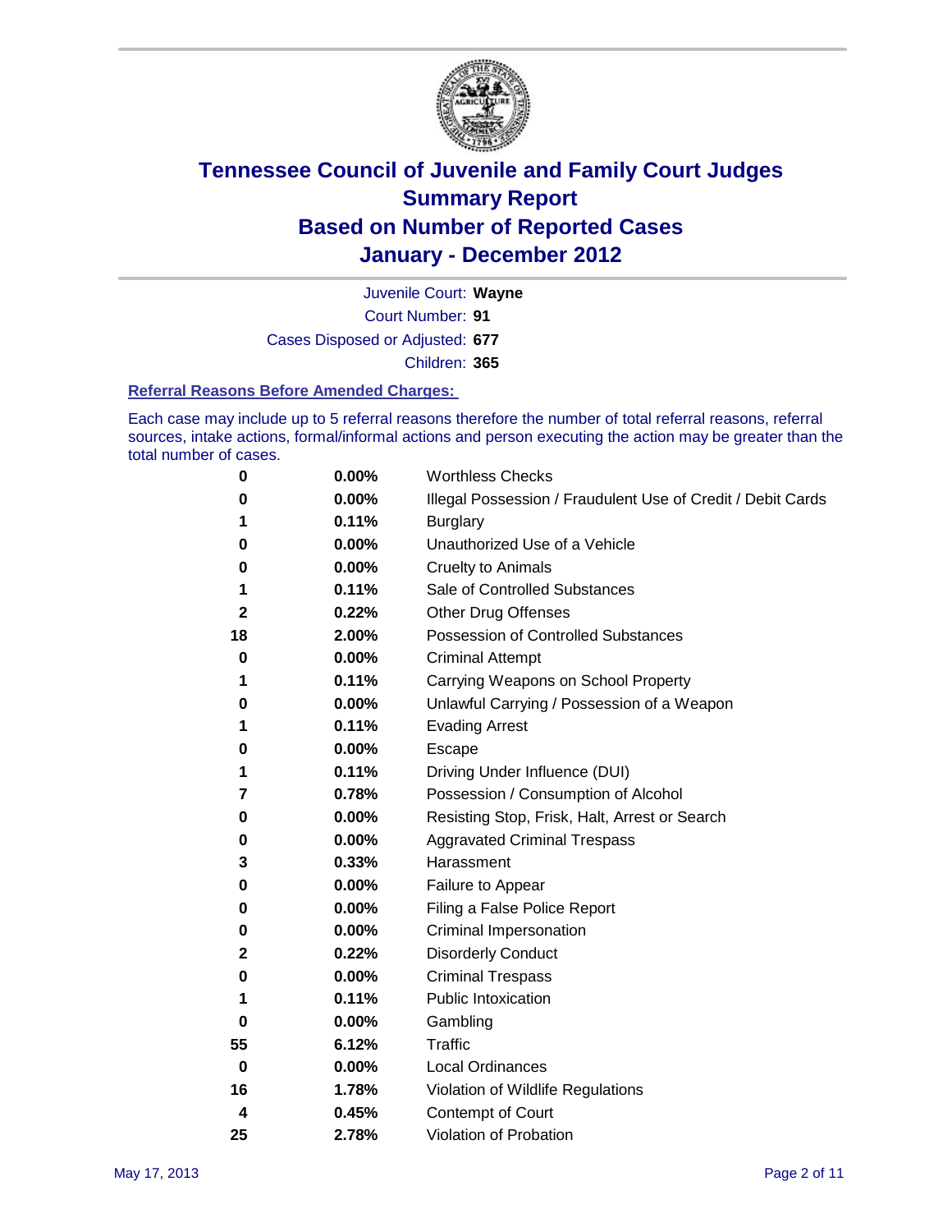# Tennessee Council of Juvenile and Family Court Judges
## Summary Report
## Based on Number of Reported Cases
## January - December 2012

Juvenile Court: **Wayne**
Court Number: **91**
Cases Disposed or Adjusted: **677**
Children: **365**

### Referral Reasons Before Amended Charges:

Each case may include up to 5 referral reasons therefore the number of total referral reasons, referral sources, intake actions, formal/informal actions and person executing the action may be greater than the total number of cases.

| Count | Percent | Reason |
|---|---|---|
| 0 | 0.00% | Worthless Checks |
| 0 | 0.00% | Illegal Possession / Fraudulent Use of Credit / Debit Cards |
| 1 | 0.11% | Burglary |
| 0 | 0.00% | Unauthorized Use of a Vehicle |
| 0 | 0.00% | Cruelty to Animals |
| 1 | 0.11% | Sale of Controlled Substances |
| 2 | 0.22% | Other Drug Offenses |
| 18 | 2.00% | Possession of Controlled Substances |
| 0 | 0.00% | Criminal Attempt |
| 1 | 0.11% | Carrying Weapons on School Property |
| 0 | 0.00% | Unlawful Carrying / Possession of a Weapon |
| 1 | 0.11% | Evading Arrest |
| 0 | 0.00% | Escape |
| 1 | 0.11% | Driving Under Influence (DUI) |
| 7 | 0.78% | Possession / Consumption of Alcohol |
| 0 | 0.00% | Resisting Stop, Frisk, Halt, Arrest or Search |
| 0 | 0.00% | Aggravated Criminal Trespass |
| 3 | 0.33% | Harassment |
| 0 | 0.00% | Failure to Appear |
| 0 | 0.00% | Filing a False Police Report |
| 0 | 0.00% | Criminal Impersonation |
| 2 | 0.22% | Disorderly Conduct |
| 0 | 0.00% | Criminal Trespass |
| 1 | 0.11% | Public Intoxication |
| 0 | 0.00% | Gambling |
| 55 | 6.12% | Traffic |
| 0 | 0.00% | Local Ordinances |
| 16 | 1.78% | Violation of Wildlife Regulations |
| 4 | 0.45% | Contempt of Court |
| 25 | 2.78% | Violation of Probation |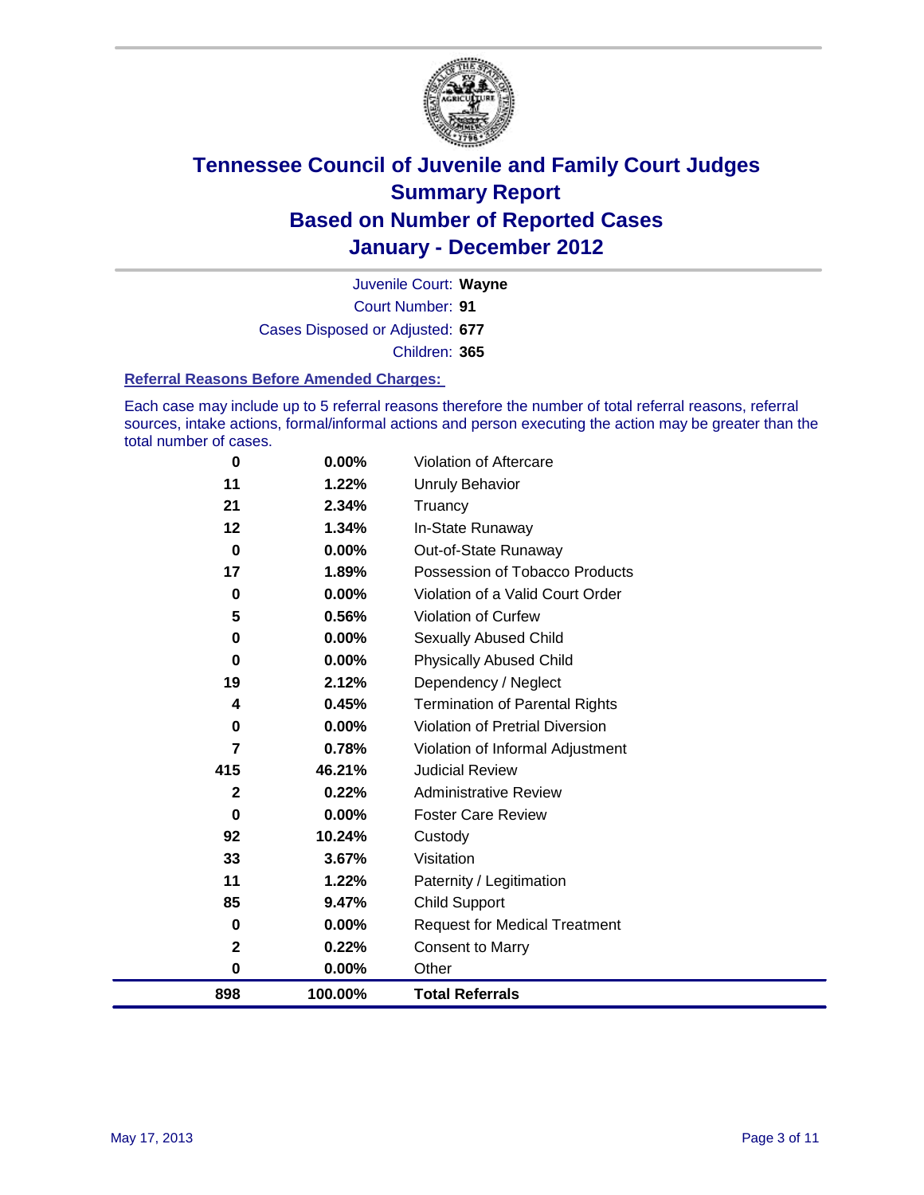# Tennessee Council of Juvenile and Family Court Judges
# Summary Report
# Based on Number of Reported Cases
# January - December 2012

Juvenile Court: **Wayne**

Court Number: **91**

Cases Disposed or Adjusted: **677**

Children: **365**

### Referral Reasons Before Amended Charges:

Each case may include up to 5 referral reasons therefore the number of total referral reasons, referral sources, intake actions, formal/informal actions and person executing the action may be greater than the total number of cases.

| | | |
|---|---|---|
| 0 | 0.00% | Violation of Aftercare |
| 11 | 1.22% | Unruly Behavior |
| 21 | 2.34% | Truancy |
| 12 | 1.34% | In-State Runaway |
| 0 | 0.00% | Out-of-State Runaway |
| 17 | 1.89% | Possession of Tobacco Products |
| 0 | 0.00% | Violation of a Valid Court Order |
| 5 | 0.56% | Violation of Curfew |
| 0 | 0.00% | Sexually Abused Child |
| 0 | 0.00% | Physically Abused Child |
| 19 | 2.12% | Dependency / Neglect |
| 4 | 0.45% | Termination of Parental Rights |
| 0 | 0.00% | Violation of Pretrial Diversion |
| 7 | 0.78% | Violation of Informal Adjustment |
| 415 | 46.21% | Judicial Review |
| 2 | 0.22% | Administrative Review |
| 0 | 0.00% | Foster Care Review |
| 92 | 10.24% | Custody |
| 33 | 3.67% | Visitation |
| 11 | 1.22% | Paternity / Legitimation |
| 85 | 9.47% | Child Support |
| 0 | 0.00% | Request for Medical Treatment |
| 2 | 0.22% | Consent to Marry |
| 0 | 0.00% | Other |
| **898** | **100.00%** | **Total Referrals** |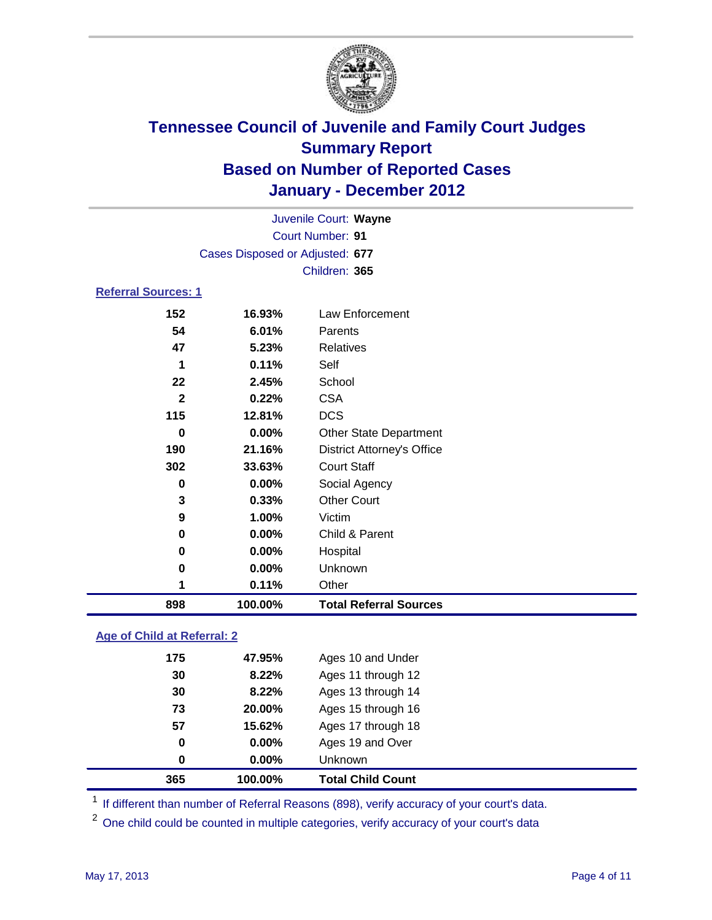# Tennessee Council of Juvenile and Family Court Judges
## Summary Report
## Based on Number of Reported Cases
## January - December 2012

Juvenile Court: **Wayne**
Court Number: **91**
Cases Disposed or Adjusted: **677**
Children: **365**

### Referral Sources: 1

| Count | Percent | Source |
|---|---|---|
| 152 | 16.93% | Law Enforcement |
| 54 | 6.01% | Parents |
| 47 | 5.23% | Relatives |
| 1 | 0.11% | Self |
| 22 | 2.45% | School |
| 2 | 0.22% | CSA |
| 115 | 12.81% | DCS |
| 0 | 0.00% | Other State Department |
| 190 | 21.16% | District Attorney's Office |
| 302 | 33.63% | Court Staff |
| 0 | 0.00% | Social Agency |
| 3 | 0.33% | Other Court |
| 9 | 1.00% | Victim |
| 0 | 0.00% | Child & Parent |
| 0 | 0.00% | Hospital |
| 0 | 0.00% | Unknown |
| 1 | 0.11% | Other |
| **898** | **100.00%** | **Total Referral Sources** |

### Age of Child at Referral: 2

| Count | Percent | Age |
|---|---|---|
| 175 | 47.95% | Ages 10 and Under |
| 30 | 8.22% | Ages 11 through 12 |
| 30 | 8.22% | Ages 13 through 14 |
| 73 | 20.00% | Ages 15 through 16 |
| 57 | 15.62% | Ages 17 through 18 |
| 0 | 0.00% | Ages 19 and Over |
| 0 | 0.00% | Unknown |
| **365** | **100.00%** | **Total Child Count** |

[1] If different than number of Referral Reasons (898), verify accuracy of your court's data.

[2] One child could be counted in multiple categories, verify accuracy of your court's data

May 17, 2013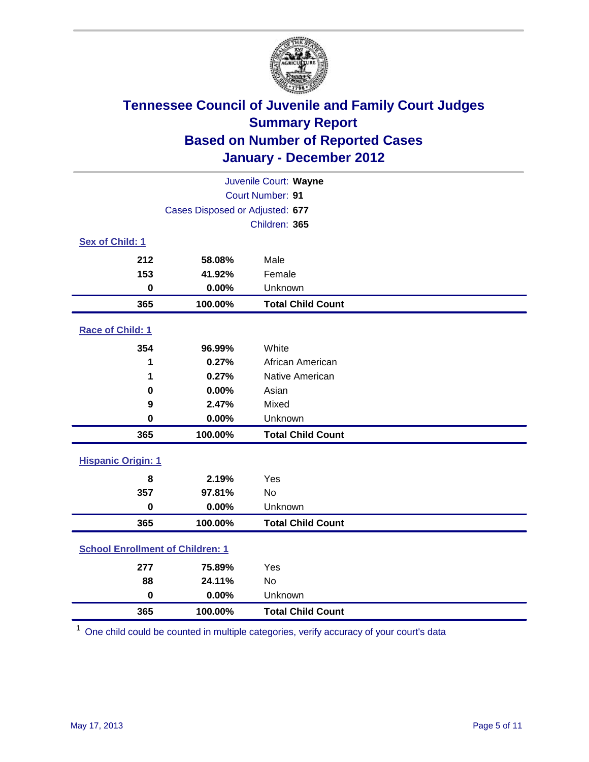# Tennessee Council of Juvenile and Family Court Judges
## Summary Report
## Based on Number of Reported Cases
## January - December 2012

Juvenile Court: **Wayne**
Court Number: **91**
Cases Disposed or Adjusted: **677**
Children: **365**

### Sex of Child: 1

| Count | Percent | Category |
|---|---|---|
| 212 | 58.08% | Male |
| 153 | 41.92% | Female |
| 0 | 0.00% | Unknown |
| **365** | **100.00%** | **Total Child Count** |

### Race of Child: 1

| Count | Percent | Category |
|---|---|---|
| 354 | 96.99% | White |
| 1 | 0.27% | African American |
| 1 | 0.27% | Native American |
| 0 | 0.00% | Asian |
| 9 | 2.47% | Mixed |
| 0 | 0.00% | Unknown |
| **365** | **100.00%** | **Total Child Count** |

### Hispanic Origin: 1

| Count | Percent | Category |
|---|---|---|
| 8 | 2.19% | Yes |
| 357 | 97.81% | No |
| 0 | 0.00% | Unknown |
| **365** | **100.00%** | **Total Child Count** |

### School Enrollment of Children: 1

| Count | Percent | Category |
|---|---|---|
| 277 | 75.89% | Yes |
| 88 | 24.11% | No |
| 0 | 0.00% | Unknown |
| **365** | **100.00%** | **Total Child Count** |

[1] One child could be counted in multiple categories, verify accuracy of your court's data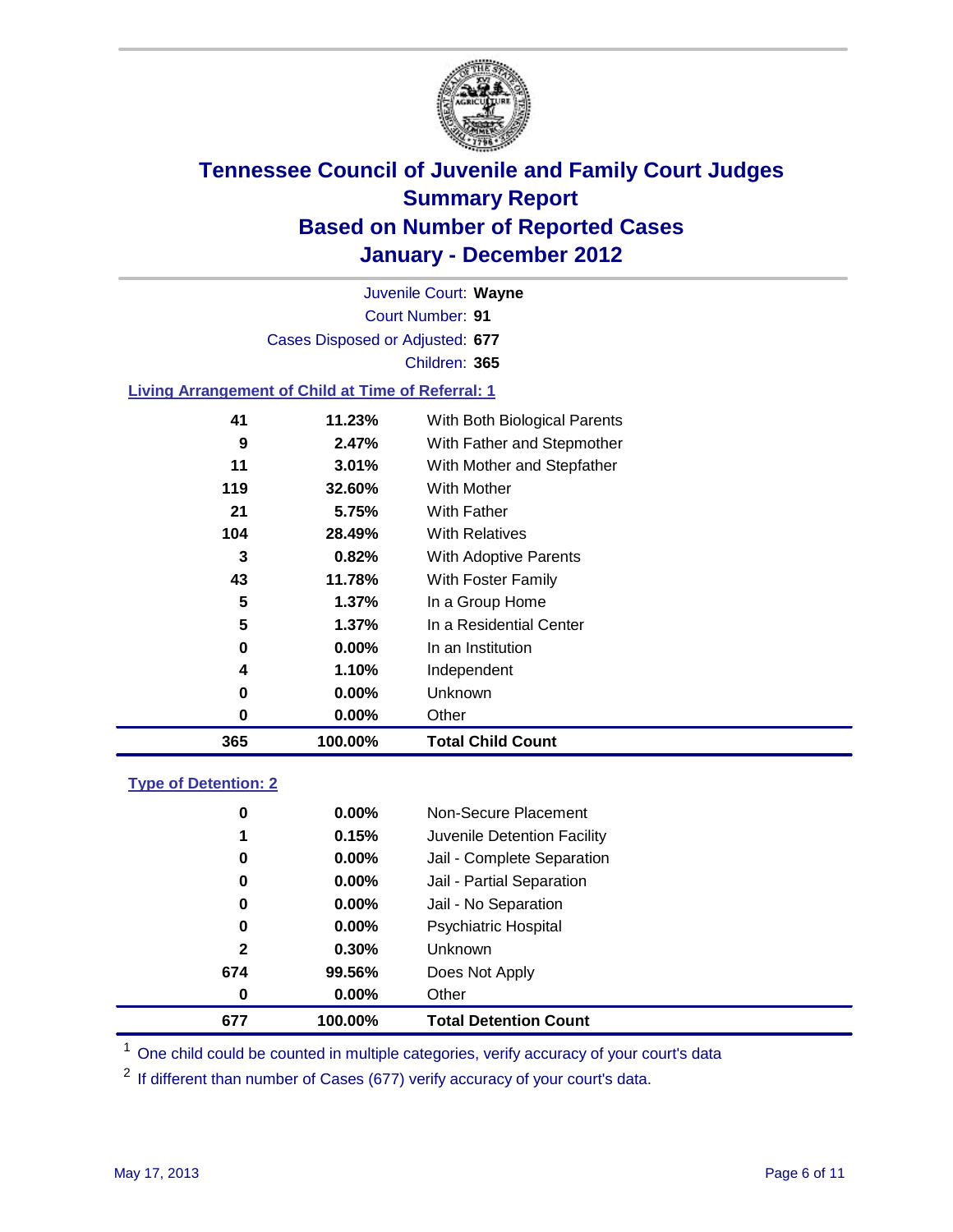# Tennessee Council of Juvenile and Family Court Judges
## Summary Report
## Based on Number of Reported Cases
## January - December 2012

Juvenile Court: **Wayne**

Court Number: **91**

Cases Disposed or Adjusted: **677**

Children: **365**

### Living Arrangement of Child at Time of Referral: 1

| Count | Percent | Category |
|---|---|---|
| 41 | 11.23% | With Both Biological Parents |
| 9 | 2.47% | With Father and Stepmother |
| 11 | 3.01% | With Mother and Stepfather |
| 119 | 32.60% | With Mother |
| 21 | 5.75% | With Father |
| 104 | 28.49% | With Relatives |
| 3 | 0.82% | With Adoptive Parents |
| 43 | 11.78% | With Foster Family |
| 5 | 1.37% | In a Group Home |
| 5 | 1.37% | In a Residential Center |
| 0 | 0.00% | In an Institution |
| 4 | 1.10% | Independent |
| 0 | 0.00% | Unknown |
| 0 | 0.00% | Other |
| **365** | **100.00%** | **Total Child Count** |

### Type of Detention: 2

| Count | Percent | Category |
|---|---|---|
| 0 | 0.00% | Non-Secure Placement |
| 1 | 0.15% | Juvenile Detention Facility |
| 0 | 0.00% | Jail - Complete Separation |
| 0 | 0.00% | Jail - Partial Separation |
| 0 | 0.00% | Jail - No Separation |
| 0 | 0.00% | Psychiatric Hospital |
| 2 | 0.30% | Unknown |
| 674 | 99.56% | Does Not Apply |
| 0 | 0.00% | Other |
| **677** | **100.00%** | **Total Detention Count** |

[1] One child could be counted in multiple categories, verify accuracy of your court's data

[2] If different than number of Cases (677) verify accuracy of your court's data.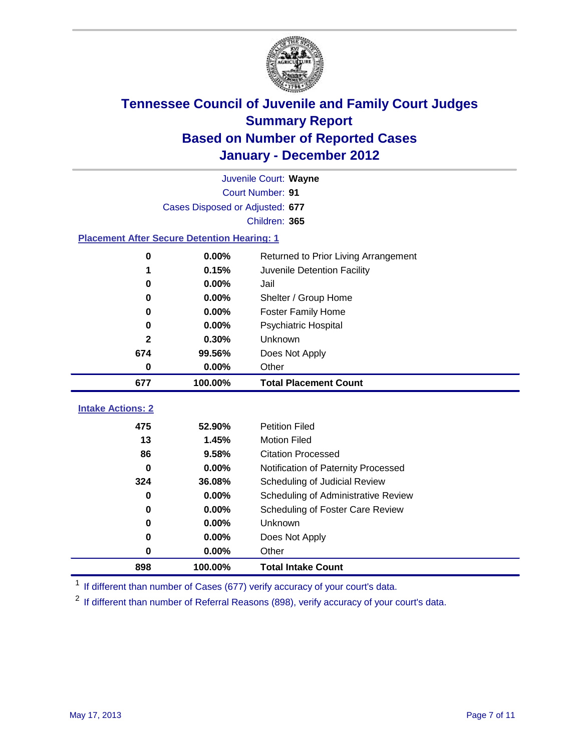# Tennessee Council of Juvenile and Family Court Judges
## Summary Report
## Based on Number of Reported Cases
## January - December 2012

Juvenile Court: **Wayne**

Court Number: **91**

Cases Disposed or Adjusted: **677**

Children: **365**

### Placement After Secure Detention Hearing: 1

| | | |
|---|---|---|
| 0 | 0.00% | Returned to Prior Living Arrangement |
| 1 | 0.15% | Juvenile Detention Facility |
| 0 | 0.00% | Jail |
| 0 | 0.00% | Shelter / Group Home |
| 0 | 0.00% | Foster Family Home |
| 0 | 0.00% | Psychiatric Hospital |
| 2 | 0.30% | Unknown |
| 674 | 99.56% | Does Not Apply |
| 0 | 0.00% | Other |
| **677** | **100.00%** | **Total Placement Count** |

### Intake Actions: 2

| | | |
|---|---|---|
| 475 | 52.90% | Petition Filed |
| 13 | 1.45% | Motion Filed |
| 86 | 9.58% | Citation Processed |
| 0 | 0.00% | Notification of Paternity Processed |
| 324 | 36.08% | Scheduling of Judicial Review |
| 0 | 0.00% | Scheduling of Administrative Review |
| 0 | 0.00% | Scheduling of Foster Care Review |
| 0 | 0.00% | Unknown |
| 0 | 0.00% | Does Not Apply |
| 0 | 0.00% | Other |
| **898** | **100.00%** | **Total Intake Count** |

[1] If different than number of Cases (677) verify accuracy of your court's data.

[2] If different than number of Referral Reasons (898), verify accuracy of your court's data.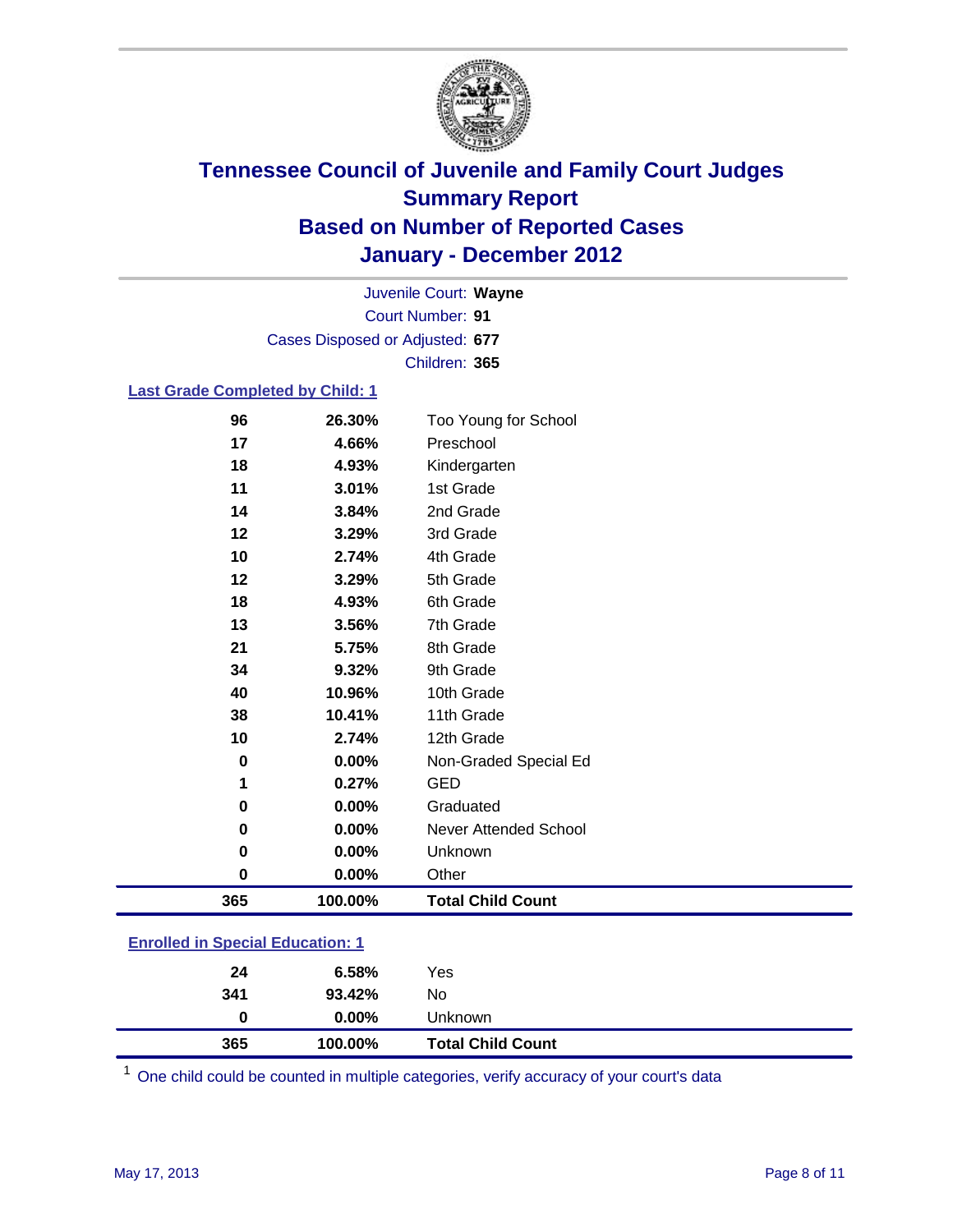# Tennessee Council of Juvenile and Family Court Judges
## Summary Report
## Based on Number of Reported Cases
## January - December 2012

Juvenile Court: **Wayne**
Court Number: **91**
Cases Disposed or Adjusted: **677**
Children: **365**

### Last Grade Completed by Child: 1

| Count | Percent | Category |
|---|---|---|
| 96 | 26.30% | Too Young for School |
| 17 | 4.66% | Preschool |
| 18 | 4.93% | Kindergarten |
| 11 | 3.01% | 1st Grade |
| 14 | 3.84% | 2nd Grade |
| 12 | 3.29% | 3rd Grade |
| 10 | 2.74% | 4th Grade |
| 12 | 3.29% | 5th Grade |
| 18 | 4.93% | 6th Grade |
| 13 | 3.56% | 7th Grade |
| 21 | 5.75% | 8th Grade |
| 34 | 9.32% | 9th Grade |
| 40 | 10.96% | 10th Grade |
| 38 | 10.41% | 11th Grade |
| 10 | 2.74% | 12th Grade |
| 0 | 0.00% | Non-Graded Special Ed |
| 1 | 0.27% | GED |
| 0 | 0.00% | Graduated |
| 0 | 0.00% | Never Attended School |
| 0 | 0.00% | Unknown |
| 0 | 0.00% | Other |
| **365** | **100.00%** | **Total Child Count** |

### Enrolled in Special Education: 1

| Count | Percent | Category |
|---|---|---|
| 24 | 6.58% | Yes |
| 341 | 93.42% | No |
| 0 | 0.00% | Unknown |
| **365** | **100.00%** | **Total Child Count** |

[1] One child could be counted in multiple categories, verify accuracy of your court's data

May 17, 2013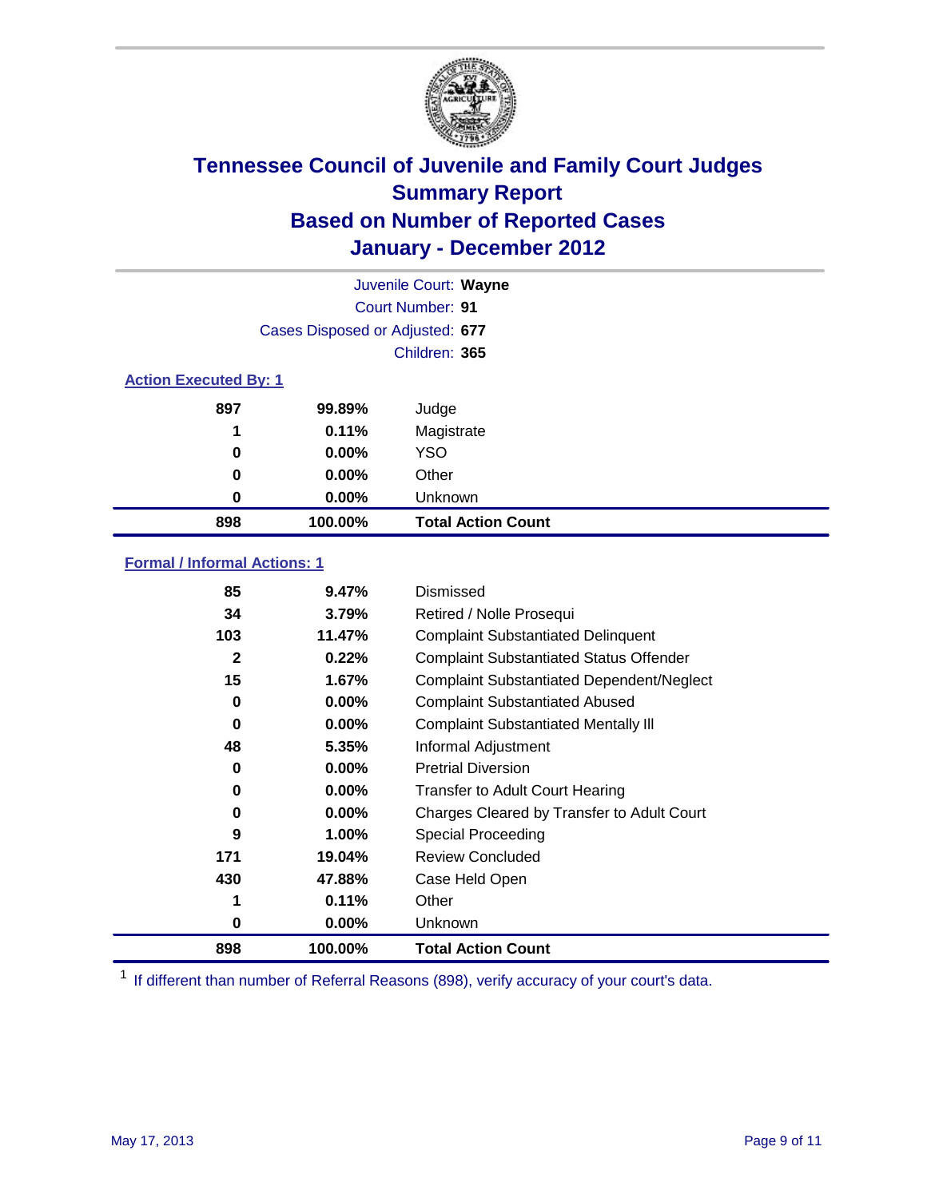# Tennessee Council of Juvenile and Family Court Judges
## Summary Report
## Based on Number of Reported Cases
## January - December 2012

Juvenile Court: **Wayne**
Court Number: **91**
Cases Disposed or Adjusted: **677**
Children: **365**

### Action Executed By: 1

| | | |
|---|---|---|
| 897 | 99.89% | Judge |
| 1 | 0.11% | Magistrate |
| 0 | 0.00% | YSO |
| 0 | 0.00% | Other |
| 0 | 0.00% | Unknown |
| **898** | **100.00%** | **Total Action Count** |

### Formal / Informal Actions: 1

| | | |
|---|---|---|
| 85 | 9.47% | Dismissed |
| 34 | 3.79% | Retired / Nolle Prosequi |
| 103 | 11.47% | Complaint Substantiated Delinquent |
| 2 | 0.22% | Complaint Substantiated Status Offender |
| 15 | 1.67% | Complaint Substantiated Dependent/Neglect |
| 0 | 0.00% | Complaint Substantiated Abused |
| 0 | 0.00% | Complaint Substantiated Mentally Ill |
| 48 | 5.35% | Informal Adjustment |
| 0 | 0.00% | Pretrial Diversion |
| 0 | 0.00% | Transfer to Adult Court Hearing |
| 0 | 0.00% | Charges Cleared by Transfer to Adult Court |
| 9 | 1.00% | Special Proceeding |
| 171 | 19.04% | Review Concluded |
| 430 | 47.88% | Case Held Open |
| 1 | 0.11% | Other |
| 0 | 0.00% | Unknown |
| **898** | **100.00%** | **Total Action Count** |

[1] If different than number of Referral Reasons (898), verify accuracy of your court's data.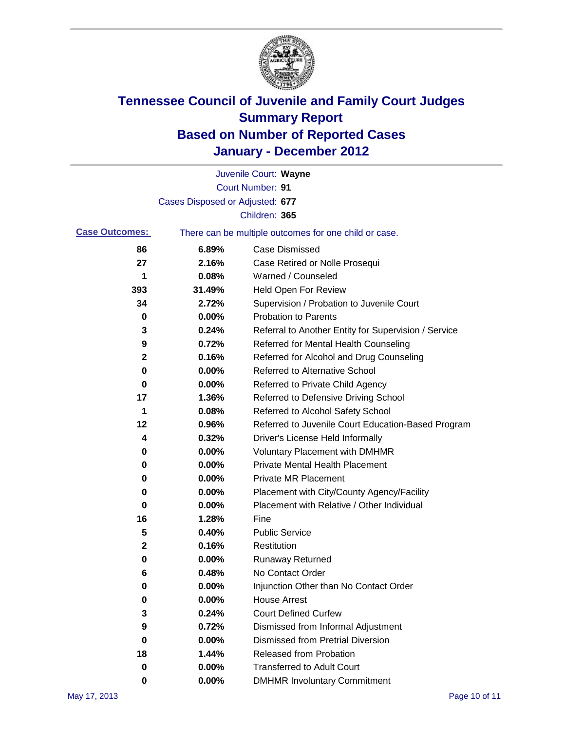# Tennessee Council of Juvenile and Family Court Judges
## Summary Report
## Based on Number of Reported Cases
## January - December 2012

Juvenile Court: **Wayne**

Court Number: **91**

Cases Disposed or Adjusted: **677**

Children: **365**

**Case Outcomes:** There can be multiple outcomes for one child or case.

| Count | Percent | Outcome |
|---|---|---|
| 86 | 6.89% | Case Dismissed |
| 27 | 2.16% | Case Retired or Nolle Prosequi |
| 1 | 0.08% | Warned / Counseled |
| 393 | 31.49% | Held Open For Review |
| 34 | 2.72% | Supervision / Probation to Juvenile Court |
| 0 | 0.00% | Probation to Parents |
| 3 | 0.24% | Referral to Another Entity for Supervision / Service |
| 9 | 0.72% | Referred for Mental Health Counseling |
| 2 | 0.16% | Referred for Alcohol and Drug Counseling |
| 0 | 0.00% | Referred to Alternative School |
| 0 | 0.00% | Referred to Private Child Agency |
| 17 | 1.36% | Referred to Defensive Driving School |
| 1 | 0.08% | Referred to Alcohol Safety School |
| 12 | 0.96% | Referred to Juvenile Court Education-Based Program |
| 4 | 0.32% | Driver's License Held Informally |
| 0 | 0.00% | Voluntary Placement with DMHMR |
| 0 | 0.00% | Private Mental Health Placement |
| 0 | 0.00% | Private MR Placement |
| 0 | 0.00% | Placement with City/County Agency/Facility |
| 0 | 0.00% | Placement with Relative / Other Individual |
| 16 | 1.28% | Fine |
| 5 | 0.40% | Public Service |
| 2 | 0.16% | Restitution |
| 0 | 0.00% | Runaway Returned |
| 6 | 0.48% | No Contact Order |
| 0 | 0.00% | Injunction Other than No Contact Order |
| 0 | 0.00% | House Arrest |
| 3 | 0.24% | Court Defined Curfew |
| 9 | 0.72% | Dismissed from Informal Adjustment |
| 0 | 0.00% | Dismissed from Pretrial Diversion |
| 18 | 1.44% | Released from Probation |
| 0 | 0.00% | Transferred to Adult Court |
| 0 | 0.00% | DMHMR Involuntary Commitment |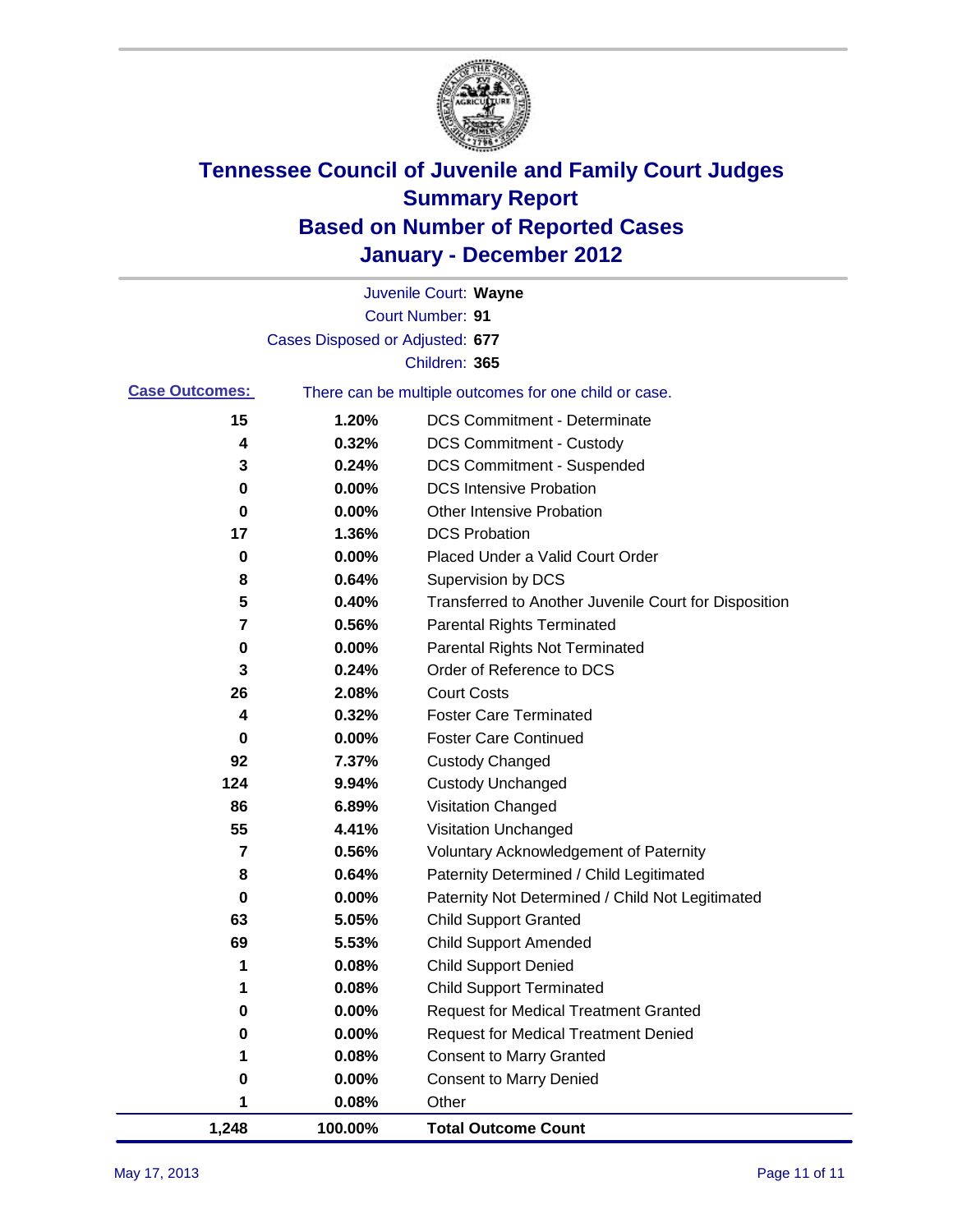# Tennessee Council of Juvenile and Family Court Judges
# Summary Report
# Based on Number of Reported Cases
# January - December 2012

Juvenile Court: **Wayne**

Court Number: **91**

Cases Disposed or Adjusted: **677**

Children: **365**

**Case Outcomes:** There can be multiple outcomes for one child or case.

| | | |
|---|---|---|
| 15 | 1.20% | DCS Commitment - Determinate |
| 4 | 0.32% | DCS Commitment - Custody |
| 3 | 0.24% | DCS Commitment - Suspended |
| 0 | 0.00% | DCS Intensive Probation |
| 0 | 0.00% | Other Intensive Probation |
| 17 | 1.36% | DCS Probation |
| 0 | 0.00% | Placed Under a Valid Court Order |
| 8 | 0.64% | Supervision by DCS |
| 5 | 0.40% | Transferred to Another Juvenile Court for Disposition |
| 7 | 0.56% | Parental Rights Terminated |
| 0 | 0.00% | Parental Rights Not Terminated |
| 3 | 0.24% | Order of Reference to DCS |
| 26 | 2.08% | Court Costs |
| 4 | 0.32% | Foster Care Terminated |
| 0 | 0.00% | Foster Care Continued |
| 92 | 7.37% | Custody Changed |
| 124 | 9.94% | Custody Unchanged |
| 86 | 6.89% | Visitation Changed |
| 55 | 4.41% | Visitation Unchanged |
| 7 | 0.56% | Voluntary Acknowledgement of Paternity |
| 8 | 0.64% | Paternity Determined / Child Legitimated |
| 0 | 0.00% | Paternity Not Determined / Child Not Legitimated |
| 63 | 5.05% | Child Support Granted |
| 69 | 5.53% | Child Support Amended |
| 1 | 0.08% | Child Support Denied |
| 1 | 0.08% | Child Support Terminated |
| 0 | 0.00% | Request for Medical Treatment Granted |
| 0 | 0.00% | Request for Medical Treatment Denied |
| 1 | 0.08% | Consent to Marry Granted |
| 0 | 0.00% | Consent to Marry Denied |
| 1 | 0.08% | Other |
| **1,248** | **100.00%** | **Total Outcome Count** |